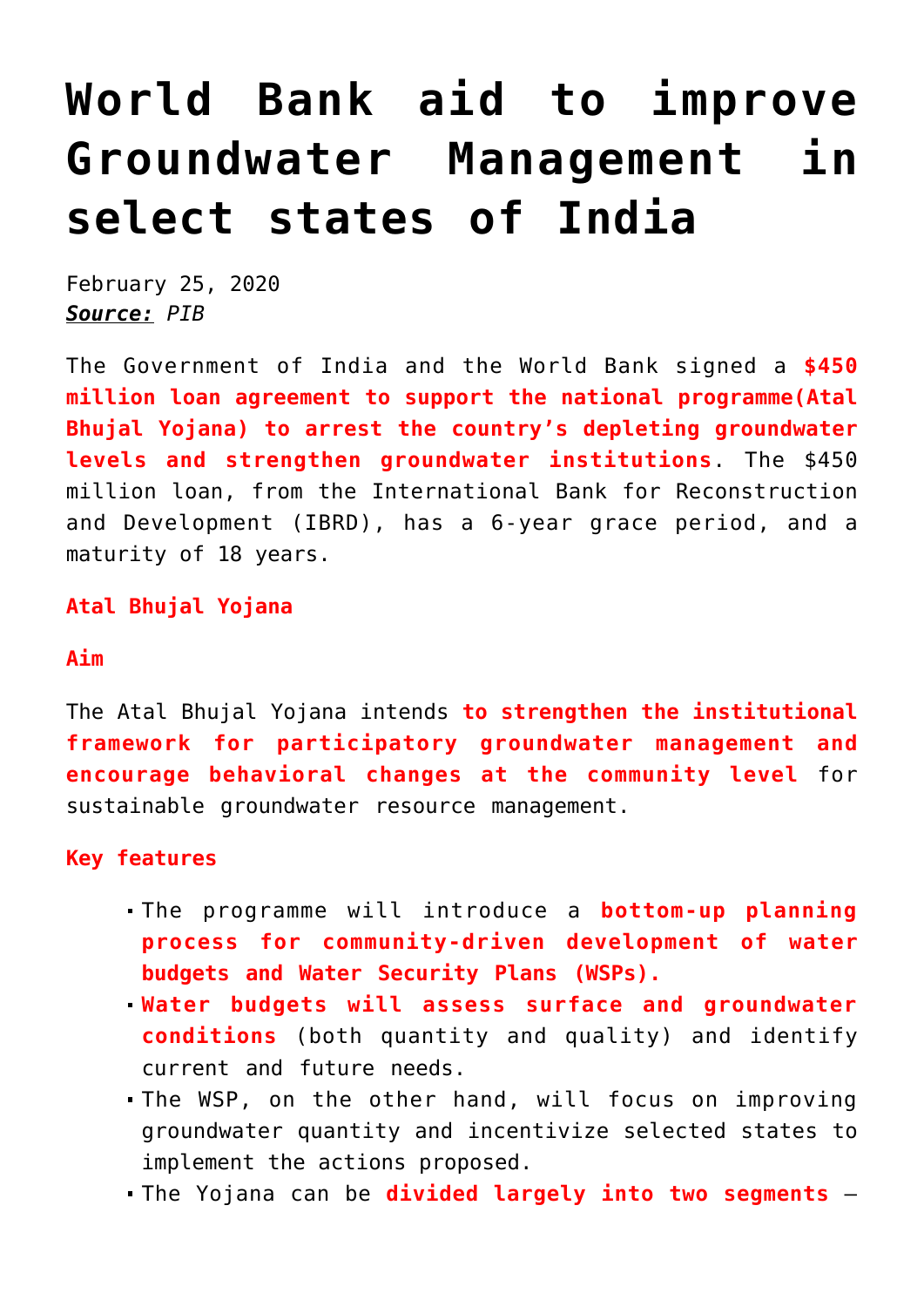# World Bank aid to improve Groundwater Management in select states of India

February 25, 2020
***Source:*** *PIB*

The Government of India and the World Bank signed a **$450 million loan agreement to support the national programme(Atal Bhujal Yojana) to arrest the country's depleting groundwater levels and strengthen groundwater institutions**. The $450 million loan, from the International Bank for Reconstruction and Development (IBRD), has a 6-year grace period, and a maturity of 18 years.

**Atal Bhujal Yojana**

**Aim**

The Atal Bhujal Yojana intends **to strengthen the institutional framework for participatory groundwater management and encourage behavioral changes at the community level** for sustainable groundwater resource management.

**Key features**

- The programme will introduce a **bottom-up planning process for community-driven development of water budgets and Water Security Plans (WSPs).**
- **Water budgets will assess surface and groundwater conditions** (both quantity and quality) and identify current and future needs.
- The WSP, on the other hand, will focus on improving groundwater quantity and incentivize selected states to implement the actions proposed.
- The Yojana can be **divided largely into two segments** –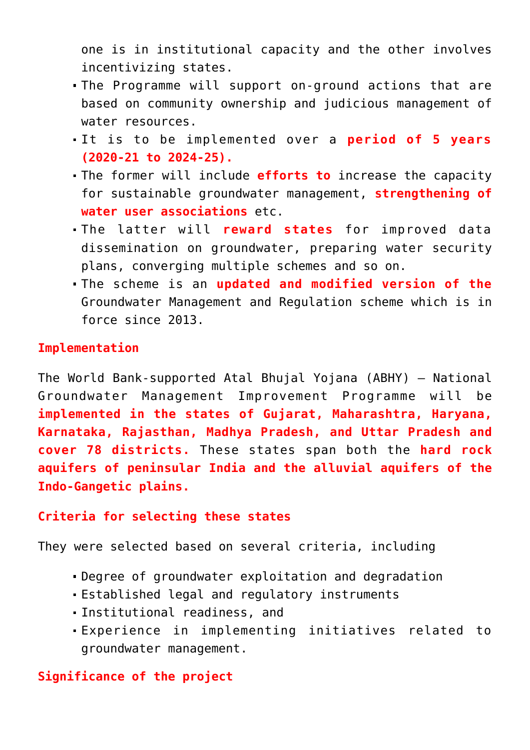- one is in institutional capacity and the other involves incentivizing states.
- The Programme will support on-ground actions that are based on community ownership and judicious management of water resources.
- It is to be implemented over a **period of 5 years (2020-21 to 2024-25).**
- The former will include **efforts to** increase the capacity for sustainable groundwater management, **strengthening of water user associations** etc.
- The latter will **reward states** for improved data dissemination on groundwater, preparing water security plans, converging multiple schemes and so on.
- The scheme is an **updated and modified version of the** Groundwater Management and Regulation scheme which is in force since 2013.

### Implementation

The World Bank-supported Atal Bhujal Yojana (ABHY) – National Groundwater Management Improvement Programme will be **implemented in the states of Gujarat, Maharashtra, Haryana, Karnataka, Rajasthan, Madhya Pradesh, and Uttar Pradesh and cover 78 districts.** These states span both the **hard rock aquifers of peninsular India and the alluvial aquifers of the Indo-Gangetic plains.**

### Criteria for selecting these states

They were selected based on several criteria, including

- Degree of groundwater exploitation and degradation
- Established legal and regulatory instruments
- Institutional readiness, and
- Experience in implementing initiatives related to groundwater management.

### Significance of the project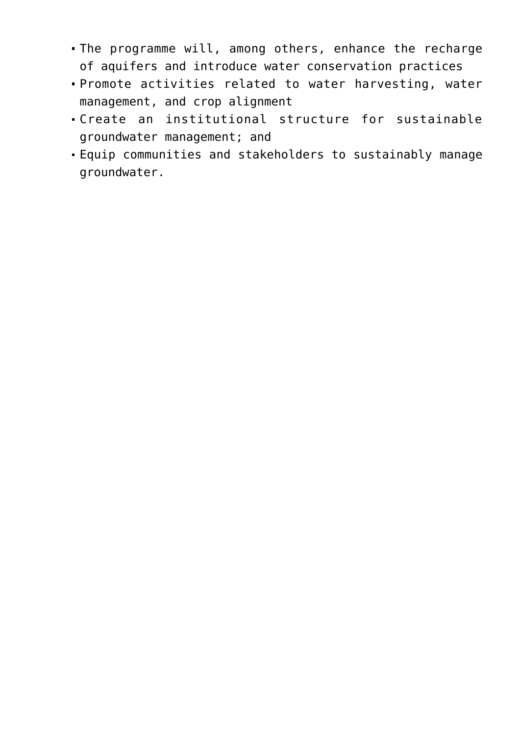- The programme will, among others, enhance the recharge of aquifers and introduce water conservation practices
- Promote activities related to water harvesting, water management, and crop alignment
- Create an institutional structure for sustainable groundwater management; and
- Equip communities and stakeholders to sustainably manage groundwater.